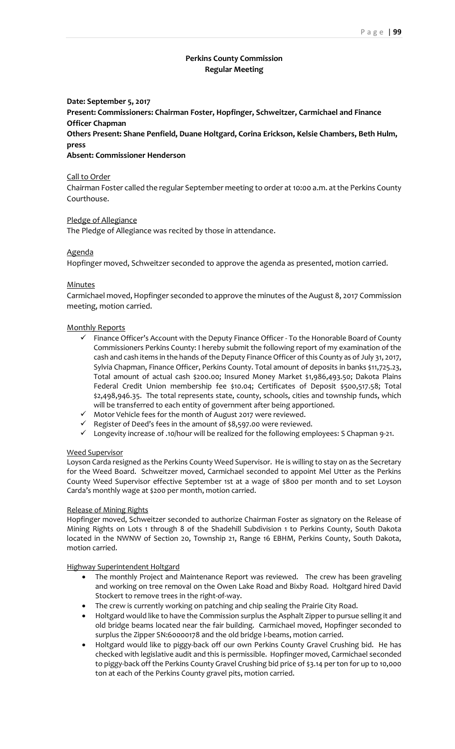# Perkins County Commission
## Regular Meeting

**Date: September 5, 2017**

**Present: Commissioners: Chairman Foster, Hopfinger, Schweitzer, Carmichael and Finance Officer Chapman**

**Others Present: Shane Penfield, Duane Holtgard, Corina Erickson, Kelsie Chambers, Beth Hulm, press**

**Absent: Commissioner Henderson**

### Call to Order

Chairman Foster called the regular September meeting to order at 10:00 a.m. at the Perkins County Courthouse.

### Pledge of Allegiance

The Pledge of Allegiance was recited by those in attendance.

### Agenda

Hopfinger moved, Schweitzer seconded to approve the agenda as presented, motion carried.

### Minutes

Carmichael moved, Hopfinger seconded to approve the minutes of the August 8, 2017 Commission meeting, motion carried.

### Monthly Reports

- ✓ Finance Officer's Account with the Deputy Finance Officer - To the Honorable Board of County Commissioners Perkins County: I hereby submit the following report of my examination of the cash and cash items in the hands of the Deputy Finance Officer of this County as of July 31, 2017, Sylvia Chapman, Finance Officer, Perkins County. Total amount of deposits in banks $11,725.23, Total amount of actual cash $200.00; Insured Money Market $1,986,493.50; Dakota Plains Federal Credit Union membership fee $10.04; Certificates of Deposit $500,517.58; Total $2,498,946.35. The total represents state, county, schools, cities and township funds, which will be transferred to each entity of government after being apportioned.
- ✓ Motor Vehicle fees for the month of August 2017 were reviewed.
- ✓ Register of Deed's fees in the amount of $8,597.00 were reviewed.
- ✓ Longevity increase of .10/hour will be realized for the following employees: S Chapman 9-21.

### Weed Supervisor

Loyson Carda resigned as the Perkins County Weed Supervisor. He is willing to stay on as the Secretary for the Weed Board. Schweitzer moved, Carmichael seconded to appoint Mel Utter as the Perkins County Weed Supervisor effective September 1st at a wage of $800 per month and to set Loyson Carda's monthly wage at $200 per month, motion carried.

### Release of Mining Rights

Hopfinger moved, Schweitzer seconded to authorize Chairman Foster as signatory on the Release of Mining Rights on Lots 1 through 8 of the Shadehill Subdivision 1 to Perkins County, South Dakota located in the NWNW of Section 20, Township 21, Range 16 EBHM, Perkins County, South Dakota, motion carried.

### Highway Superintendent Holtgard

- The monthly Project and Maintenance Report was reviewed. The crew has been graveling and working on tree removal on the Owen Lake Road and Bixby Road. Holtgard hired David Stockert to remove trees in the right-of-way.
- The crew is currently working on patching and chip sealing the Prairie City Road.
- Holtgard would like to have the Commission surplus the Asphalt Zipper to pursue selling it and old bridge beams located near the fair building. Carmichael moved, Hopfinger seconded to surplus the Zipper SN:60000178 and the old bridge I-beams, motion carried.
- Holtgard would like to piggy-back off our own Perkins County Gravel Crushing bid. He has checked with legislative audit and this is permissible. Hopfinger moved, Carmichael seconded to piggy-back off the Perkins County Gravel Crushing bid price of $3.14 per ton for up to 10,000 ton at each of the Perkins County gravel pits, motion carried.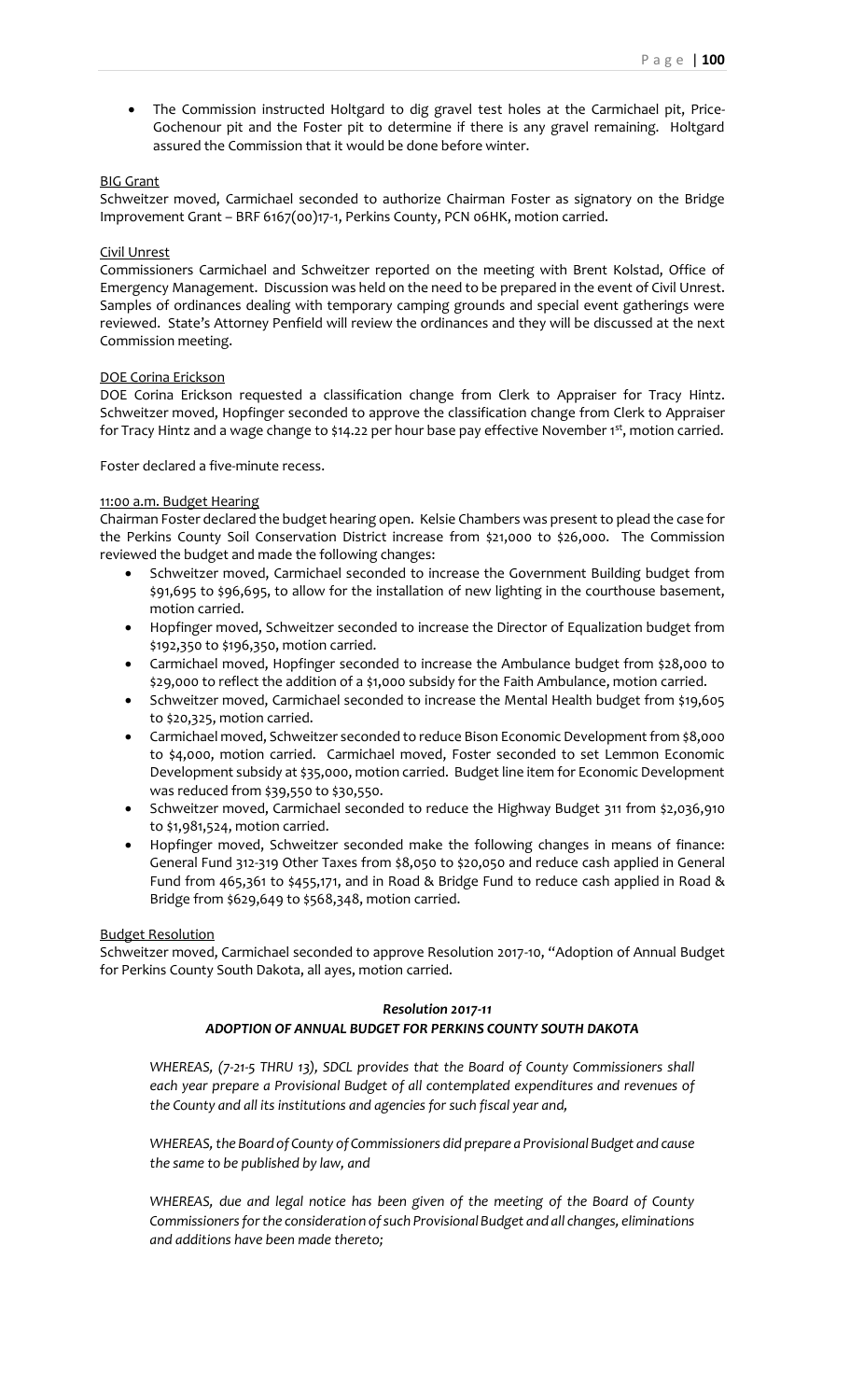- The Commission instructed Holtgard to dig gravel test holes at the Carmichael pit, Price-Gochenour pit and the Foster pit to determine if there is any gravel remaining. Holtgard assured the Commission that it would be done before winter.

BIG Grant

Schweitzer moved, Carmichael seconded to authorize Chairman Foster as signatory on the Bridge Improvement Grant – BRF 6167(00)17-1, Perkins County, PCN 06HK, motion carried.

Civil Unrest

Commissioners Carmichael and Schweitzer reported on the meeting with Brent Kolstad, Office of Emergency Management. Discussion was held on the need to be prepared in the event of Civil Unrest. Samples of ordinances dealing with temporary camping grounds and special event gatherings were reviewed. State's Attorney Penfield will review the ordinances and they will be discussed at the next Commission meeting.

DOE Corina Erickson

DOE Corina Erickson requested a classification change from Clerk to Appraiser for Tracy Hintz. Schweitzer moved, Hopfinger seconded to approve the classification change from Clerk to Appraiser for Tracy Hintz and a wage change to $14.22 per hour base pay effective November 1st, motion carried.

Foster declared a five-minute recess.

11:00 a.m. Budget Hearing

Chairman Foster declared the budget hearing open. Kelsie Chambers was present to plead the case for the Perkins County Soil Conservation District increase from $21,000 to $26,000. The Commission reviewed the budget and made the following changes:

- Schweitzer moved, Carmichael seconded to increase the Government Building budget from $91,695 to $96,695, to allow for the installation of new lighting in the courthouse basement, motion carried.
- Hopfinger moved, Schweitzer seconded to increase the Director of Equalization budget from $192,350 to $196,350, motion carried.
- Carmichael moved, Hopfinger seconded to increase the Ambulance budget from $28,000 to $29,000 to reflect the addition of a $1,000 subsidy for the Faith Ambulance, motion carried.
- Schweitzer moved, Carmichael seconded to increase the Mental Health budget from $19,605 to $20,325, motion carried.
- Carmichael moved, Schweitzer seconded to reduce Bison Economic Development from $8,000 to $4,000, motion carried. Carmichael moved, Foster seconded to set Lemmon Economic Development subsidy at $35,000, motion carried. Budget line item for Economic Development was reduced from $39,550 to $30,550.
- Schweitzer moved, Carmichael seconded to reduce the Highway Budget 311 from $2,036,910 to $1,981,524, motion carried.
- Hopfinger moved, Schweitzer seconded make the following changes in means of finance: General Fund 312-319 Other Taxes from $8,050 to $20,050 and reduce cash applied in General Fund from 465,361 to $455,171, and in Road & Bridge Fund to reduce cash applied in Road & Bridge from $629,649 to $568,348, motion carried.

Budget Resolution

Schweitzer moved, Carmichael seconded to approve Resolution 2017-10, "Adoption of Annual Budget for Perkins County South Dakota, all ayes, motion carried.

***Resolution 2017-11***

***ADOPTION OF ANNUAL BUDGET FOR PERKINS COUNTY SOUTH DAKOTA***

*WHEREAS, (7-21-5 THRU 13), SDCL provides that the Board of County Commissioners shall each year prepare a Provisional Budget of all contemplated expenditures and revenues of the County and all its institutions and agencies for such fiscal year and,*

*WHEREAS, the Board of County of Commissioners did prepare a Provisional Budget and cause the same to be published by law, and*

*WHEREAS, due and legal notice has been given of the meeting of the Board of County Commissioners for the consideration of such Provisional Budget and all changes, eliminations and additions have been made thereto;*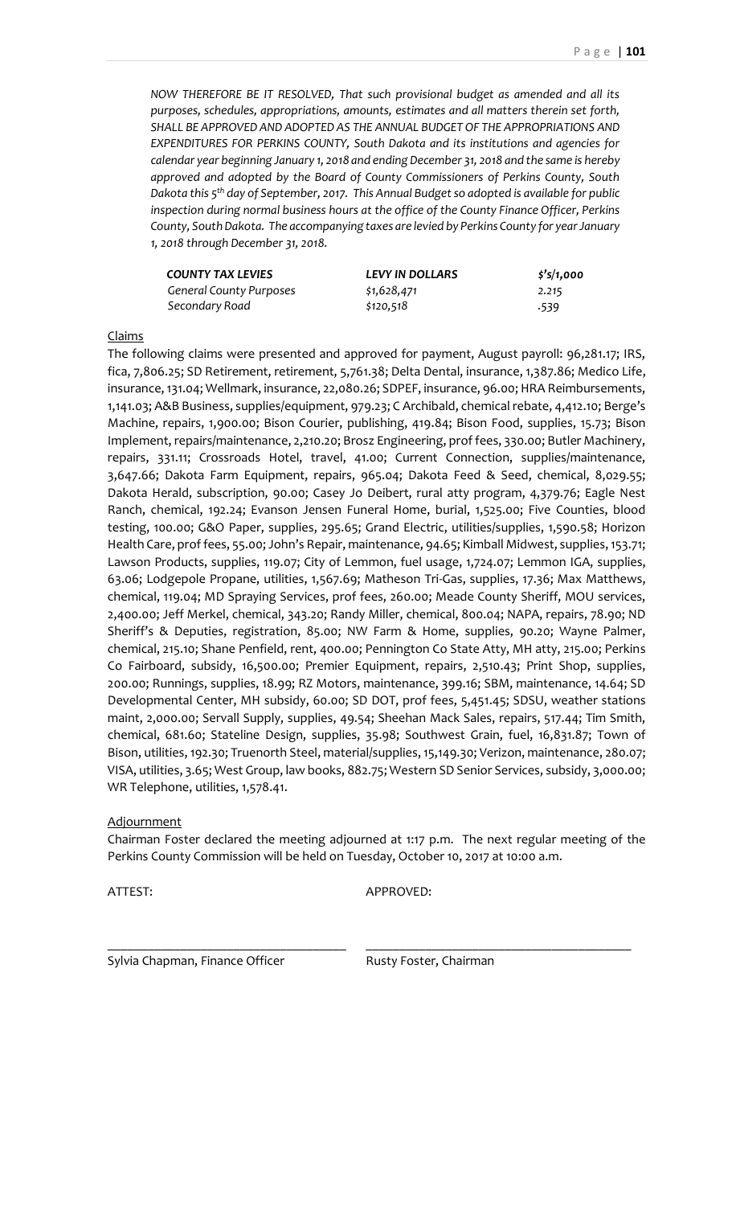*NOW THEREFORE BE IT RESOLVED, That such provisional budget as amended and all its purposes, schedules, appropriations, amounts, estimates and all matters therein set forth, SHALL BE APPROVED AND ADOPTED AS THE ANNUAL BUDGET OF THE APPROPRIATIONS AND EXPENDITURES FOR PERKINS COUNTY, South Dakota and its institutions and agencies for calendar year beginning January 1, 2018 and ending December 31, 2018 and the same is hereby approved and adopted by the Board of County Commissioners of Perkins County, South Dakota this 5th day of September, 2017. This Annual Budget so adopted is available for public inspection during normal business hours at the office of the County Finance Officer, Perkins County, South Dakota. The accompanying taxes are levied by Perkins County for year January 1, 2018 through December 31, 2018.*

| *COUNTY TAX LEVIES* | *LEVY IN DOLLARS* | *$'s/1,000* |
|---|---|---|
| *General County Purposes* | *$1,628,471* | *2.215* |
| *Secondary Road* | *$120,518* | *.539* |

Claims

The following claims were presented and approved for payment, August payroll: 96,281.17; IRS, fica, 7,806.25; SD Retirement, retirement, 5,761.38; Delta Dental, insurance, 1,387.86; Medico Life, insurance, 131.04; Wellmark, insurance, 22,080.26; SDPEF, insurance, 96.00; HRA Reimbursements, 1,141.03; A&B Business, supplies/equipment, 979.23; C Archibald, chemical rebate, 4,412.10; Berge's Machine, repairs, 1,900.00; Bison Courier, publishing, 419.84; Bison Food, supplies, 15.73; Bison Implement, repairs/maintenance, 2,210.20; Brosz Engineering, prof fees, 330.00; Butler Machinery, repairs, 331.11; Crossroads Hotel, travel, 41.00; Current Connection, supplies/maintenance, 3,647.66; Dakota Farm Equipment, repairs, 965.04; Dakota Feed & Seed, chemical, 8,029.55; Dakota Herald, subscription, 90.00; Casey Jo Deibert, rural atty program, 4,379.76; Eagle Nest Ranch, chemical, 192.24; Evanson Jensen Funeral Home, burial, 1,525.00; Five Counties, blood testing, 100.00; G&O Paper, supplies, 295.65; Grand Electric, utilities/supplies, 1,590.58; Horizon Health Care, prof fees, 55.00; John's Repair, maintenance, 94.65; Kimball Midwest, supplies, 153.71; Lawson Products, supplies, 119.07; City of Lemmon, fuel usage, 1,724.07; Lemmon IGA, supplies, 63.06; Lodgepole Propane, utilities, 1,567.69; Matheson Tri-Gas, supplies, 17.36; Max Matthews, chemical, 119.04; MD Spraying Services, prof fees, 260.00; Meade County Sheriff, MOU services, 2,400.00; Jeff Merkel, chemical, 343.20; Randy Miller, chemical, 800.04; NAPA, repairs, 78.90; ND Sheriff's & Deputies, registration, 85.00; NW Farm & Home, supplies, 90.20; Wayne Palmer, chemical, 215.10; Shane Penfield, rent, 400.00; Pennington Co State Atty, MH atty, 215.00; Perkins Co Fairboard, subsidy, 16,500.00; Premier Equipment, repairs, 2,510.43; Print Shop, supplies, 200.00; Runnings, supplies, 18.99; RZ Motors, maintenance, 399.16; SBM, maintenance, 14.64; SD Developmental Center, MH subsidy, 60.00; SD DOT, prof fees, 5,451.45; SDSU, weather stations maint, 2,000.00; Servall Supply, supplies, 49.54; Sheehan Mack Sales, repairs, 517.44; Tim Smith, chemical, 681.60; Stateline Design, supplies, 35.98; Southwest Grain, fuel, 16,831.87; Town of Bison, utilities, 192.30; Truenorth Steel, material/supplies, 15,149.30; Verizon, maintenance, 280.07; VISA, utilities, 3.65; West Group, law books, 882.75; Western SD Senior Services, subsidy, 3,000.00; WR Telephone, utilities, 1,578.41.

Adjournment

Chairman Foster declared the meeting adjourned at 1:17 p.m. The next regular meeting of the Perkins County Commission will be held on Tuesday, October 10, 2017 at 10:00 a.m.

ATTEST: APPROVED:

\_\_\_\_\_\_\_\_\_\_\_\_\_\_\_\_\_\_\_\_\_\_\_\_\_\_\_\_\_\_\_\_\_\_\_\_ \_\_\_\_\_\_\_\_\_\_\_\_\_\_\_\_\_\_\_\_\_\_\_\_\_\_\_\_\_\_\_\_\_\_\_\_\_\_\_\_

Sylvia Chapman, Finance Officer Rusty Foster, Chairman